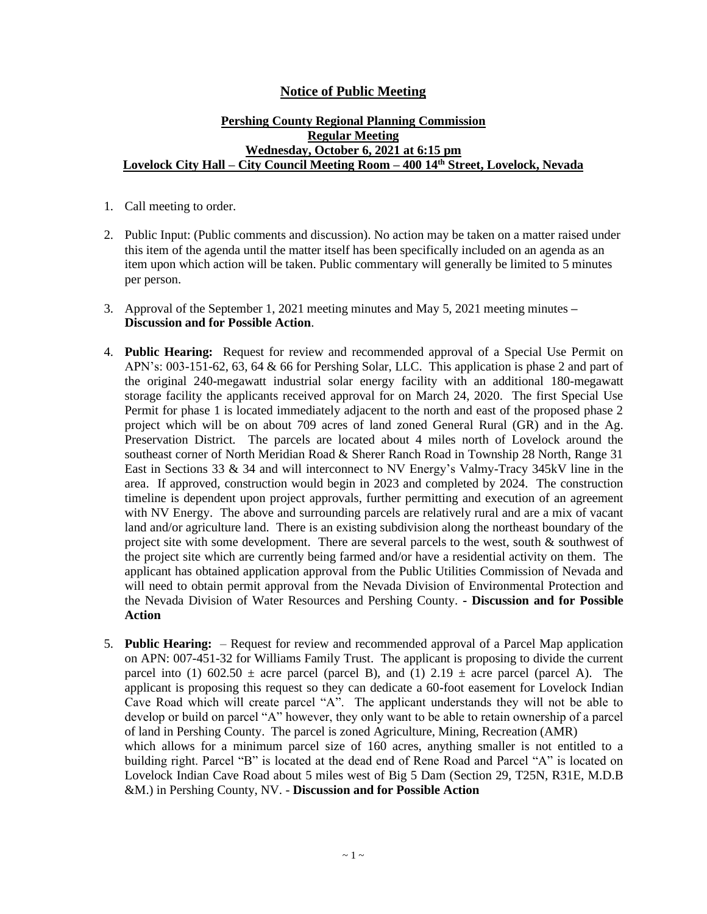# Notice of Public Meeting

**Pershing County Regional Planning Commission**
**Regular Meeting**
**Wednesday, October 6, 2021 at 6:15 pm**
**Lovelock City Hall – City Council Meeting Room – 400 14th Street, Lovelock, Nevada**

1. Call meeting to order.

2. Public Input: (Public comments and discussion). No action may be taken on a matter raised under this item of the agenda until the matter itself has been specifically included on an agenda as an item upon which action will be taken. Public commentary will generally be limited to 5 minutes per person.

3. Approval of the September 1, 2021 meeting minutes and May 5, 2021 meeting minutes – **Discussion and for Possible Action**.

4. **Public Hearing:** Request for review and recommended approval of a Special Use Permit on APN's: 003-151-62, 63, 64 & 66 for Pershing Solar, LLC. This application is phase 2 and part of the original 240-megawatt industrial solar energy facility with an additional 180-megawatt storage facility the applicants received approval for on March 24, 2020. The first Special Use Permit for phase 1 is located immediately adjacent to the north and east of the proposed phase 2 project which will be on about 709 acres of land zoned General Rural (GR) and in the Ag. Preservation District. The parcels are located about 4 miles north of Lovelock around the southeast corner of North Meridian Road & Sherer Ranch Road in Township 28 North, Range 31 East in Sections 33 & 34 and will interconnect to NV Energy's Valmy-Tracy 345kV line in the area. If approved, construction would begin in 2023 and completed by 2024. The construction timeline is dependent upon project approvals, further permitting and execution of an agreement with NV Energy. The above and surrounding parcels are relatively rural and are a mix of vacant land and/or agriculture land. There is an existing subdivision along the northeast boundary of the project site with some development. There are several parcels to the west, south & southwest of the project site which are currently being farmed and/or have a residential activity on them. The applicant has obtained application approval from the Public Utilities Commission of Nevada and will need to obtain permit approval from the Nevada Division of Environmental Protection and the Nevada Division of Water Resources and Pershing County. **- Discussion and for Possible Action**

5. **Public Hearing:** – Request for review and recommended approval of a Parcel Map application on APN: 007-451-32 for Williams Family Trust. The applicant is proposing to divide the current parcel into (1) 602.50 ± acre parcel (parcel B), and (1) 2.19 ± acre parcel (parcel A). The applicant is proposing this request so they can dedicate a 60-foot easement for Lovelock Indian Cave Road which will create parcel "A". The applicant understands they will not be able to develop or build on parcel "A" however, they only want to be able to retain ownership of a parcel of land in Pershing County. The parcel is zoned Agriculture, Mining, Recreation (AMR) which allows for a minimum parcel size of 160 acres, anything smaller is not entitled to a building right. Parcel "B" is located at the dead end of Rene Road and Parcel "A" is located on Lovelock Indian Cave Road about 5 miles west of Big 5 Dam (Section 29, T25N, R31E, M.D.B &M.) in Pershing County, NV. - **Discussion and for Possible Action**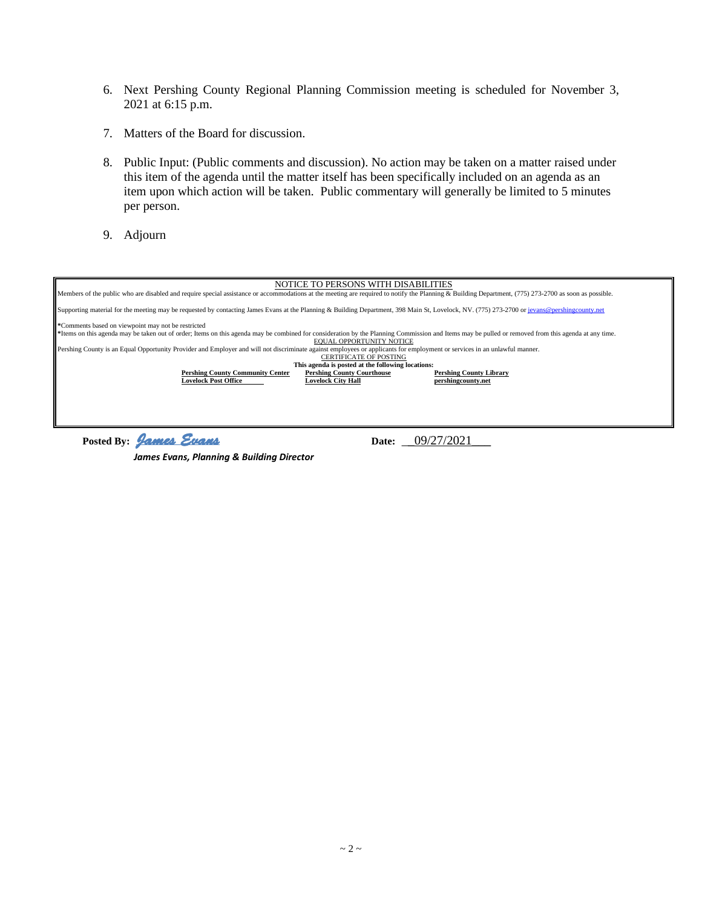6. Next Pershing County Regional Planning Commission meeting is scheduled for November 3, 2021 at 6:15 p.m.

7. Matters of the Board for discussion.

8. Public Input: (Public comments and discussion). No action may be taken on a matter raised under this item of the agenda until the matter itself has been specifically included on an agenda as an item upon which action will be taken. Public commentary will generally be limited to 5 minutes per person.

9. Adjourn

NOTICE TO PERSONS WITH DISABILITIES

Members of the public who are disabled and require special assistance or accommodations at the meeting are required to notify the Planning & Building Department, (775) 273-2700 as soon as possible.

Supporting material for the meeting may be requested by contacting James Evans at the Planning & Building Department, 398 Main St, Lovelock, NV. (775) 273-2700 or jevans@pershingcounty.net

*Comments based on viewpoint may not be restricted

*Items on this agenda may be taken out of order; Items on this agenda may be combined for consideration by the Planning Commission and Items may be pulled or removed from this agenda at any time.

EQUAL OPPORTUNITY NOTICE

Pershing County is an Equal Opportunity Provider and Employer and will not discriminate against employees or applicants for employment or services in an unlawful manner.

CERTIFICATE OF POSTING

**This agenda is posted at the following locations:**

| | | |
|---|---|---|
| **Pershing County Community Center** | **Pershing County Courthouse** | **Pershing County Library** |
| **Lovelock Post Office** | **Lovelock City Hall** | **pershingcounty.net** |

**Posted By:** *James Evans*

***James Evans, Planning & Building Director***

**Date:** 09/27/2021